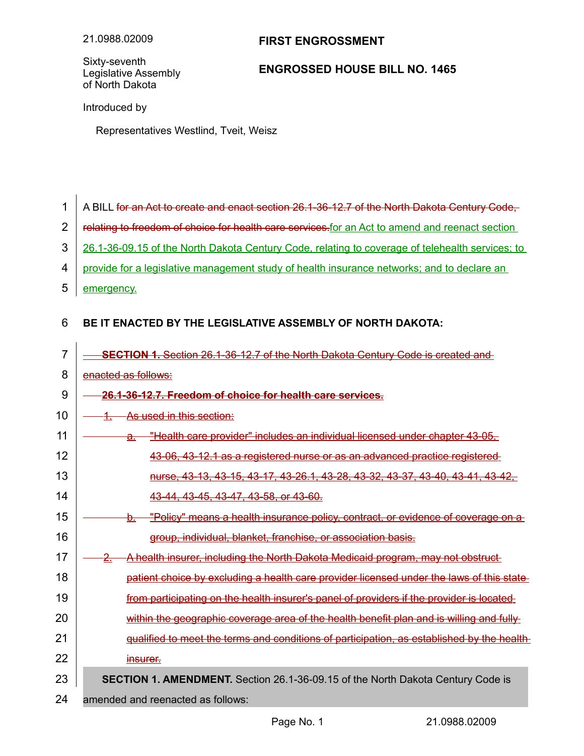21.0988.02009

Sixty-seventh Legislative Assembly of North Dakota

**FIRST ENGROSSMENT**

**ENGROSSED HOUSE BILL NO. 1465**

Introduced by

Representatives Westlind, Tveit, Weisz

A BILL ~~for an Act to create and enact section 26.1-36-12.7 of the North Dakota Century Code, relating to freedom of choice for health care services.~~ for an Act to amend and reenact section 26.1-36-09.15 of the North Dakota Century Code, relating to coverage of telehealth services; to provide for a legislative management study of health insurance networks; and to declare an emergency.

**BE IT ENACTED BY THE LEGISLATIVE ASSEMBLY OF NORTH DAKOTA:**

~~**SECTION 1.** Section 26.1-36-12.7 of the North Dakota Century Code is created and enacted as follows:~~

~~**26.1-36-12.7. Freedom of choice for health care services.**~~

~~1. As used in this section:~~

~~a. "Health care provider" includes an individual licensed under chapter 43-05, 43-06, 43-12.1 as a registered nurse or as an advanced practice registered nurse, 43-13, 43-15, 43-17, 43-26.1, 43-28, 43-32, 43-37, 43-40, 43-41, 43-42, 43-44, 43-45, 43-47, 43-58, or 43-60.~~

~~b. "Policy" means a health insurance policy, contract, or evidence of coverage on a group, individual, blanket, franchise, or association basis.~~

~~2. A health insurer, including the North Dakota Medicaid program, may not obstruct patient choice by excluding a health care provider licensed under the laws of this state from participating on the health insurer's panel of providers if the provider is located within the geographic coverage area of the health benefit plan and is willing and fully qualified to meet the terms and conditions of participation, as established by the health insurer.~~

**SECTION 1. AMENDMENT.** Section 26.1-36-09.15 of the North Dakota Century Code is amended and reenacted as follows: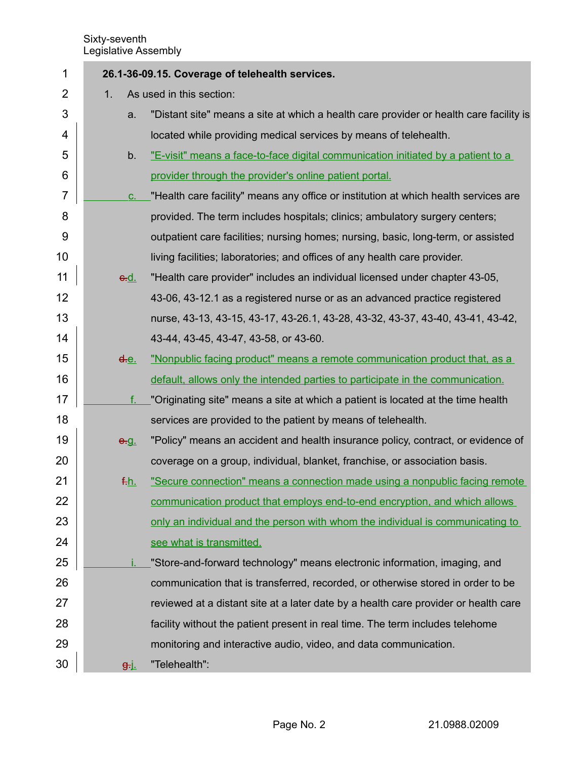**26.1-36-09.15. Coverage of telehealth services.**

1. As used in this section:

   a. "Distant site" means a site at which a health care provider or health care facility is located while providing medical services by means of telehealth.

   b. "E-visit" means a face-to-face digital communication initiated by a patient to a provider through the provider's online patient portal.

   c. "Health care facility" means any office or institution at which health services are provided. The term includes hospitals; clinics; ambulatory surgery centers; outpatient care facilities; nursing homes; nursing, basic, long-term, or assisted living facilities; laboratories; and offices of any health care provider.

   ~~c.~~d. "Health care provider" includes an individual licensed under chapter 43-05, 43-06, 43-12.1 as a registered nurse or as an advanced practice registered nurse, 43-13, 43-15, 43-17, 43-26.1, 43-28, 43-32, 43-37, 43-40, 43-41, 43-42, 43-44, 43-45, 43-47, 43-58, or 43-60.

   ~~d.~~e. "Nonpublic facing product" means a remote communication product that, as a default, allows only the intended parties to participate in the communication.

   f. "Originating site" means a site at which a patient is located at the time health services are provided to the patient by means of telehealth.

   ~~e.~~g. "Policy" means an accident and health insurance policy, contract, or evidence of coverage on a group, individual, blanket, franchise, or association basis.

   ~~f.~~h. "Secure connection" means a connection made using a nonpublic facing remote communication product that employs end-to-end encryption, and which allows only an individual and the person with whom the individual is communicating to see what is transmitted.

   i. "Store-and-forward technology" means electronic information, imaging, and communication that is transferred, recorded, or otherwise stored in order to be reviewed at a distant site at a later date by a health care provider or health care facility without the patient present in real time. The term includes telehome monitoring and interactive audio, video, and data communication.

   ~~g.~~j. "Telehealth":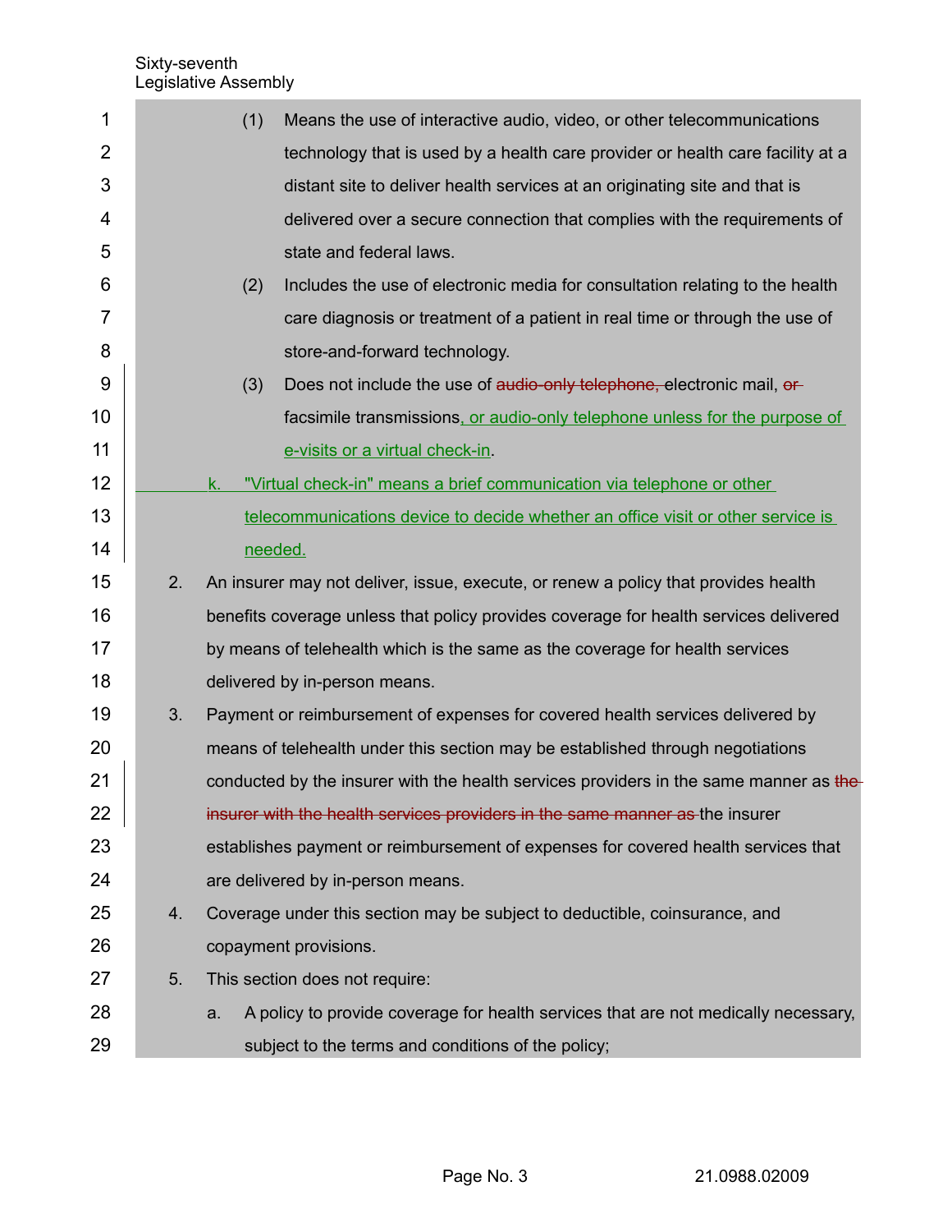(1) Means the use of interactive audio, video, or other telecommunications technology that is used by a health care provider or health care facility at a distant site to deliver health services at an originating site and that is delivered over a secure connection that complies with the requirements of state and federal laws.

(2) Includes the use of electronic media for consultation relating to the health care diagnosis or treatment of a patient in real time or through the use of store-and-forward technology.

(3) Does not include the use of ~~audio-only telephone,~~ electronic mail, ~~or~~ facsimile transmissions, or audio-only telephone unless for the purpose of e-visits or a virtual check-in.

k. "Virtual check-in" means a brief communication via telephone or other telecommunications device to decide whether an office visit or other service is needed.

2. An insurer may not deliver, issue, execute, or renew a policy that provides health benefits coverage unless that policy provides coverage for health services delivered by means of telehealth which is the same as the coverage for health services delivered by in-person means.

3. Payment or reimbursement of expenses for covered health services delivered by means of telehealth under this section may be established through negotiations conducted by the insurer with the health services providers in the same manner as ~~the insurer with the health services providers in the same manner as~~ the insurer establishes payment or reimbursement of expenses for covered health services that are delivered by in-person means.

4. Coverage under this section may be subject to deductible, coinsurance, and copayment provisions.

5. This section does not require:

a. A policy to provide coverage for health services that are not medically necessary, subject to the terms and conditions of the policy;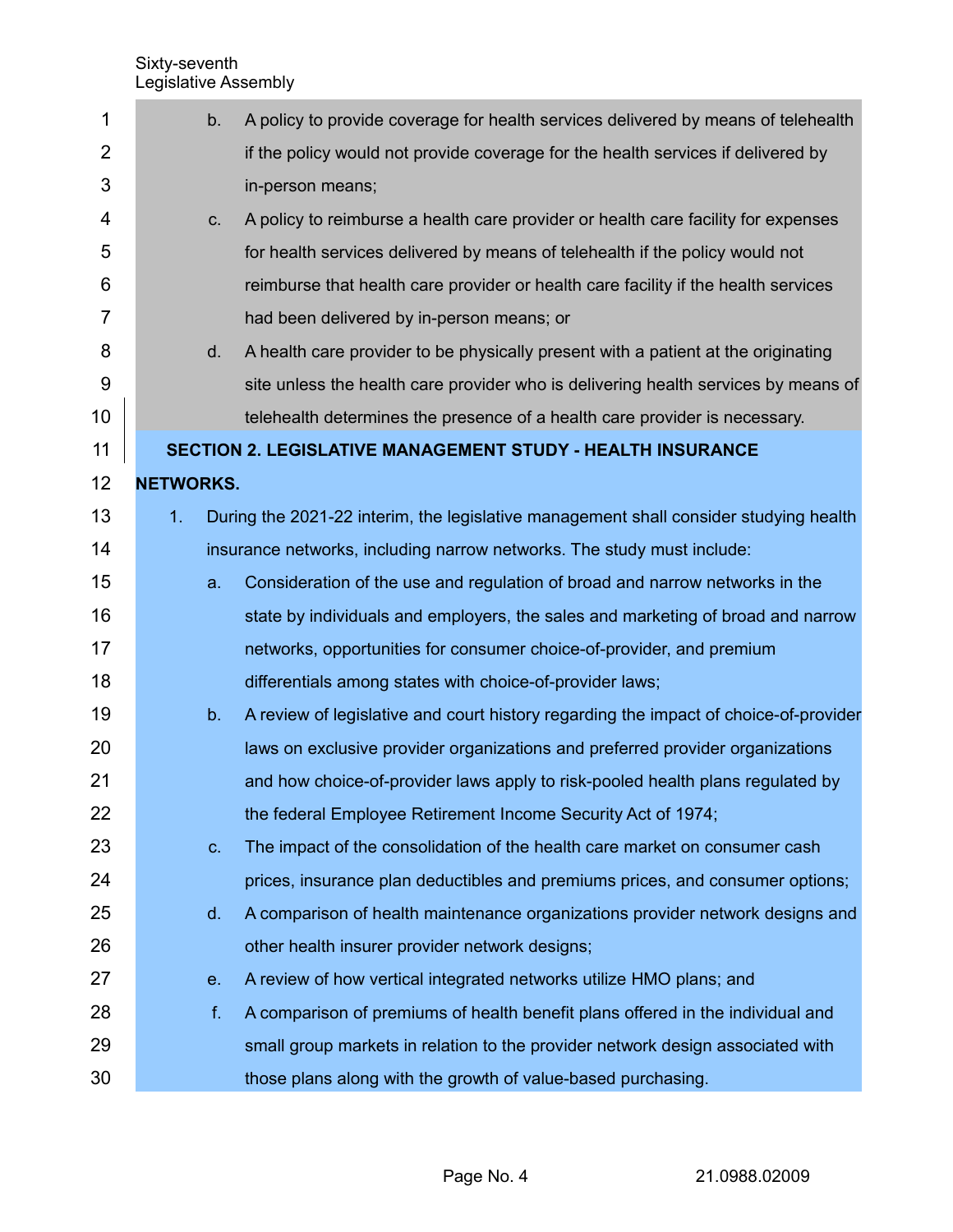b. A policy to provide coverage for health services delivered by means of telehealth if the policy would not provide coverage for the health services if delivered by in-person means;

c. A policy to reimburse a health care provider or health care facility for expenses for health services delivered by means of telehealth if the policy would not reimburse that health care provider or health care facility if the health services had been delivered by in-person means; or

d. A health care provider to be physically present with a patient at the originating site unless the health care provider who is delivering health services by means of telehealth determines the presence of a health care provider is necessary.

**SECTION 2. LEGISLATIVE MANAGEMENT STUDY - HEALTH INSURANCE NETWORKS.**

1. During the 2021-22 interim, the legislative management shall consider studying health insurance networks, including narrow networks. The study must include:

   a. Consideration of the use and regulation of broad and narrow networks in the state by individuals and employers, the sales and marketing of broad and narrow networks, opportunities for consumer choice-of-provider, and premium differentials among states with choice-of-provider laws;

   b. A review of legislative and court history regarding the impact of choice-of-provider laws on exclusive provider organizations and preferred provider organizations and how choice-of-provider laws apply to risk-pooled health plans regulated by the federal Employee Retirement Income Security Act of 1974;

   c. The impact of the consolidation of the health care market on consumer cash prices, insurance plan deductibles and premiums prices, and consumer options;

   d. A comparison of health maintenance organizations provider network designs and other health insurer provider network designs;

   e. A review of how vertical integrated networks utilize HMO plans; and

   f. A comparison of premiums of health benefit plans offered in the individual and small group markets in relation to the provider network design associated with those plans along with the growth of value-based purchasing.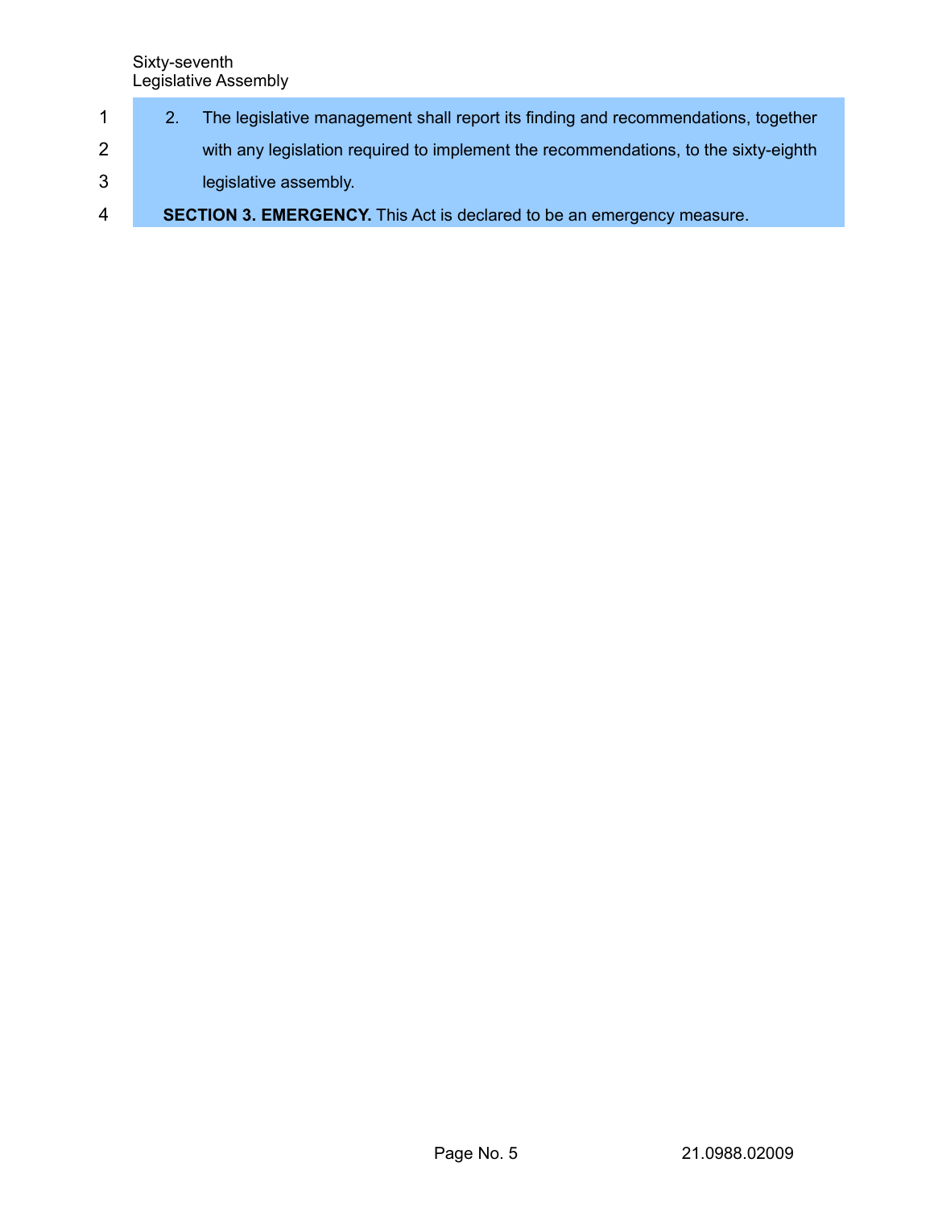2. The legislative management shall report its finding and recommendations, together with any legislation required to implement the recommendations, to the sixty-eighth legislative assembly.

**SECTION 3. EMERGENCY.** This Act is declared to be an emergency measure.